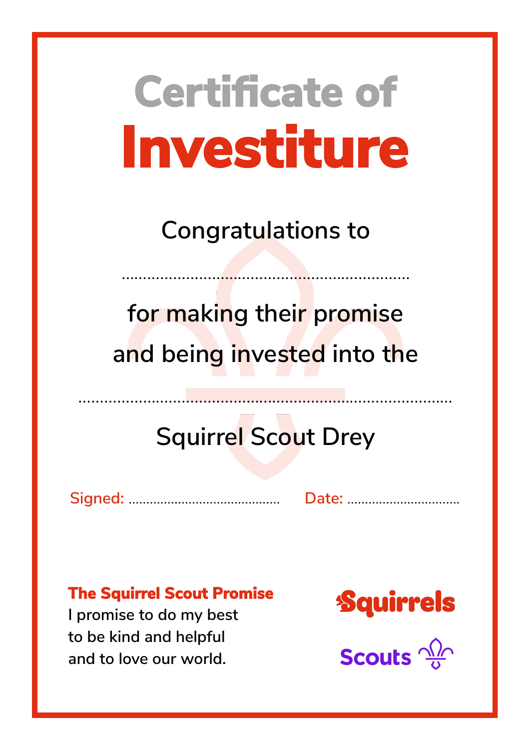# Certificate of Investiture

Congratulations to

..................................................................

for making their promise
and being invested into the

.......................................................................................

Squirrel Scout Drey

Signed: .......................................... Date: ................................

**The Squirrel Scout Promise**
I promise to do my best
to be kind and helpful
and to love our world.

Squirrels

Scouts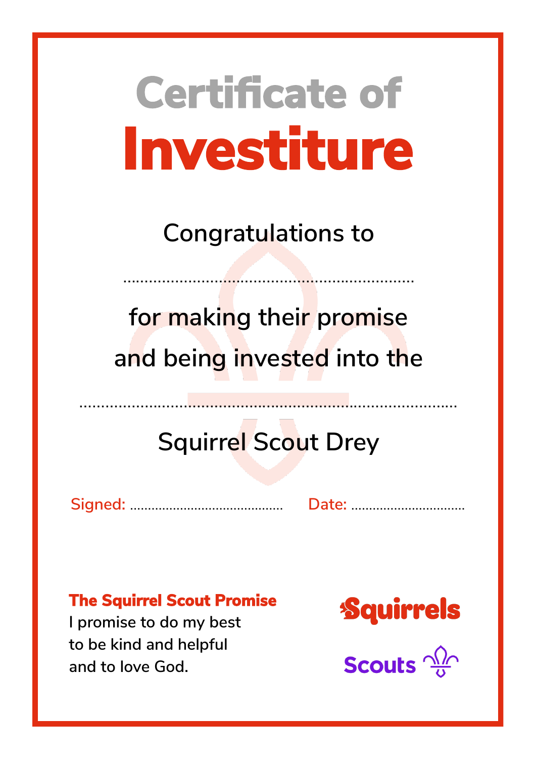# Certificate of Investiture

Congratulations to

....................................................................

for making their promise

and being invested into the

.......................................................................................

Squirrel Scout Drey

Signed: ............................................ Date: ................................

**The Squirrel Scout Promise**

I promise to do my best
to be kind and helpful
and to love God.

Squirrels

Scouts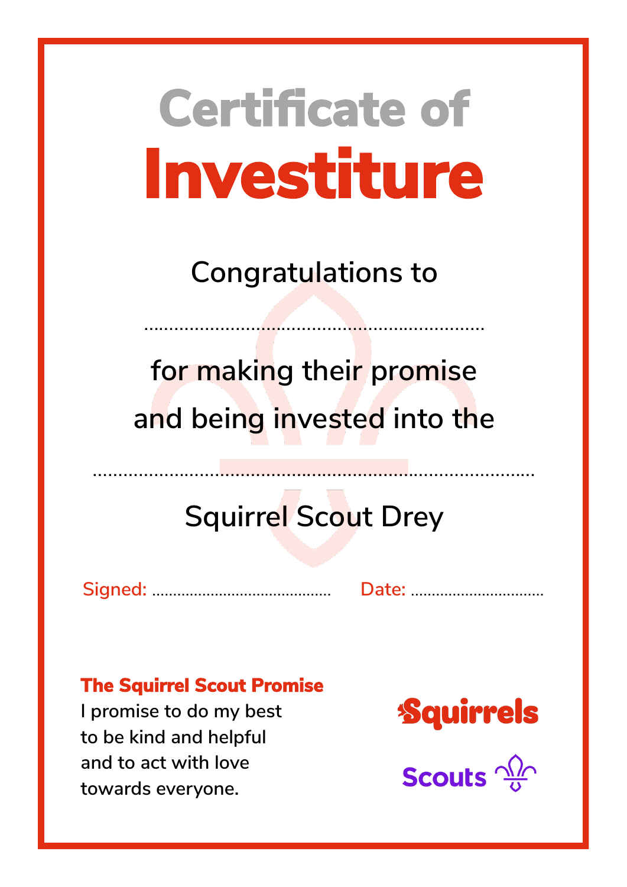# Certificate of Investiture

Congratulations to

..................................................................

for making their promise
and being invested into the

.......................................................................................

Squirrel Scout Drey

Signed: .......................................... Date: ...............................

**The Squirrel Scout Promise**

I promise to do my best
to be kind and helpful
and to act with love
towards everyone.

Squirrels

Scouts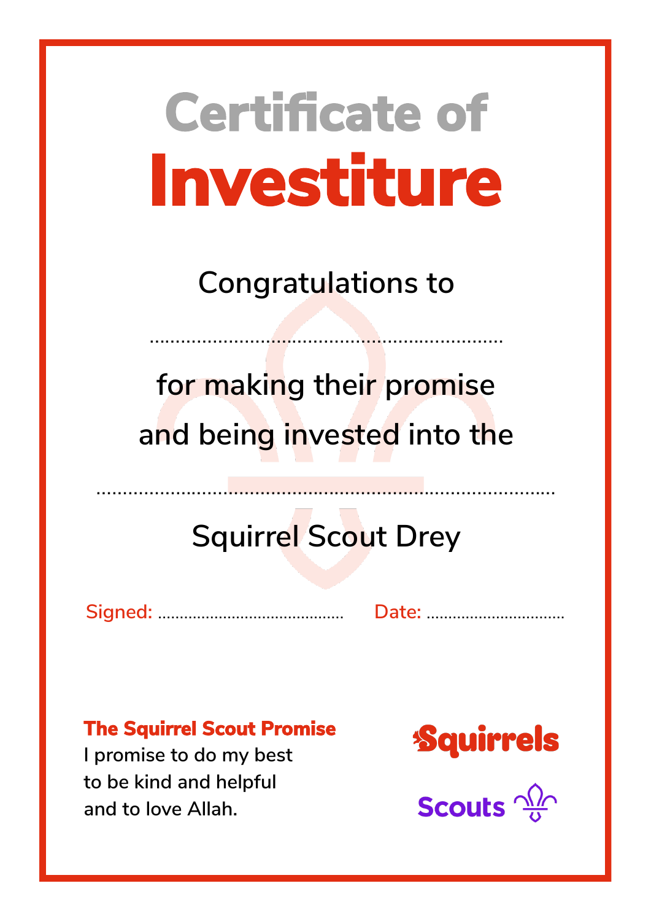# Certificate of Investiture

Congratulations to

..................................................................

for making their promise
and being invested into the

......................................................................................

Squirrel Scout Drey

Signed: .........................................  Date: ...............................

**The Squirrel Scout Promise**
I promise to do my best
to be kind and helpful
and to love Allah.

Squirrels

Scouts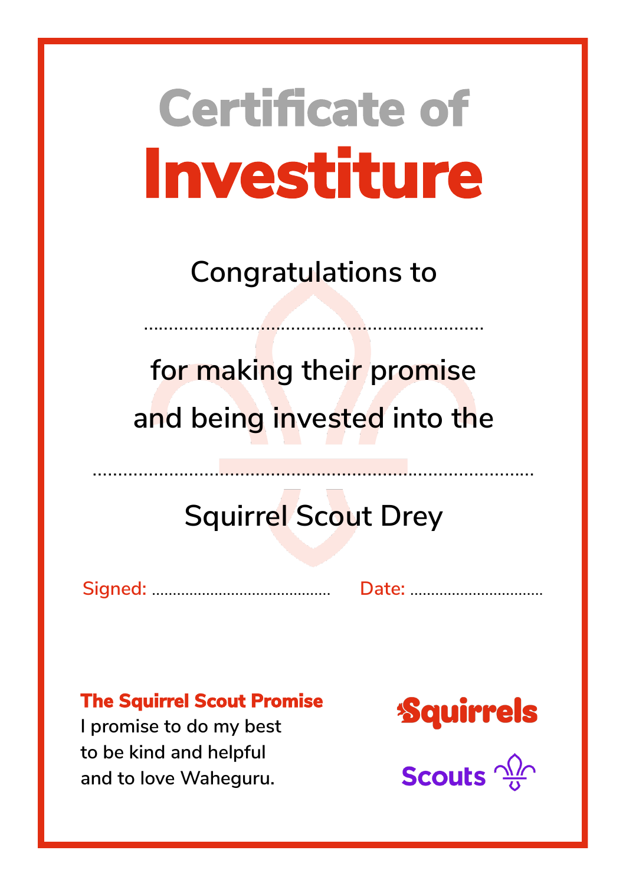# Certificate of Investiture

Congratulations to

..................................................................

for making their promise and being invested into the

.....................................................................................

Squirrel Scout Drey

Signed: ........................................... Date: ................................

**The Squirrel Scout Promise**

I promise to do my best
to be kind and helpful
and to love Waheguru.

Squirrels

Scouts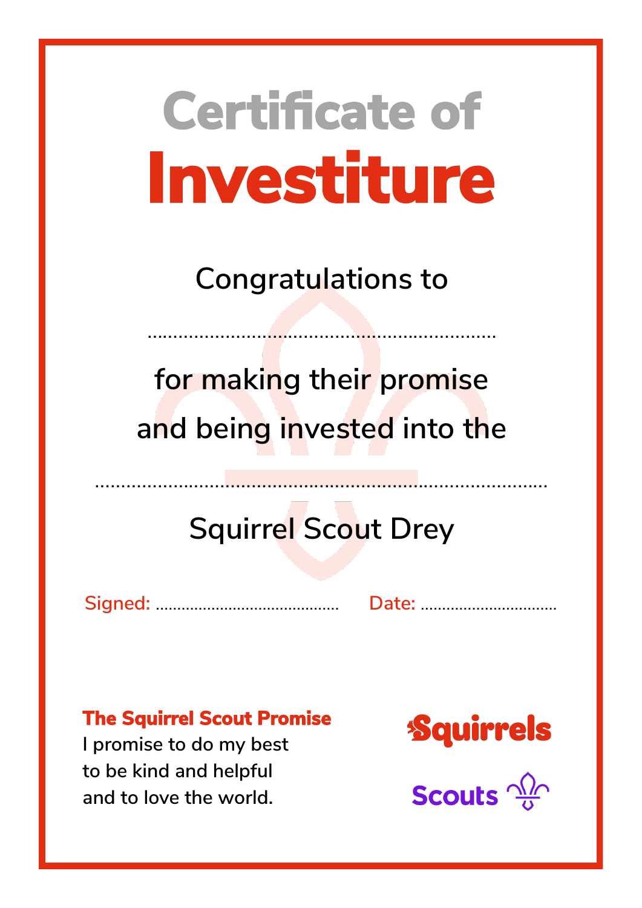# Certificate of Investiture

Congratulations to

......................................................................

for making their promise

and being invested into the

..............................................................................................

Squirrel Scout Drey

Signed: ............................................ Date: ..................................

**The Squirrel Scout Promise**

I promise to do my best
to be kind and helpful
and to love the world.

Squirrels

Scouts